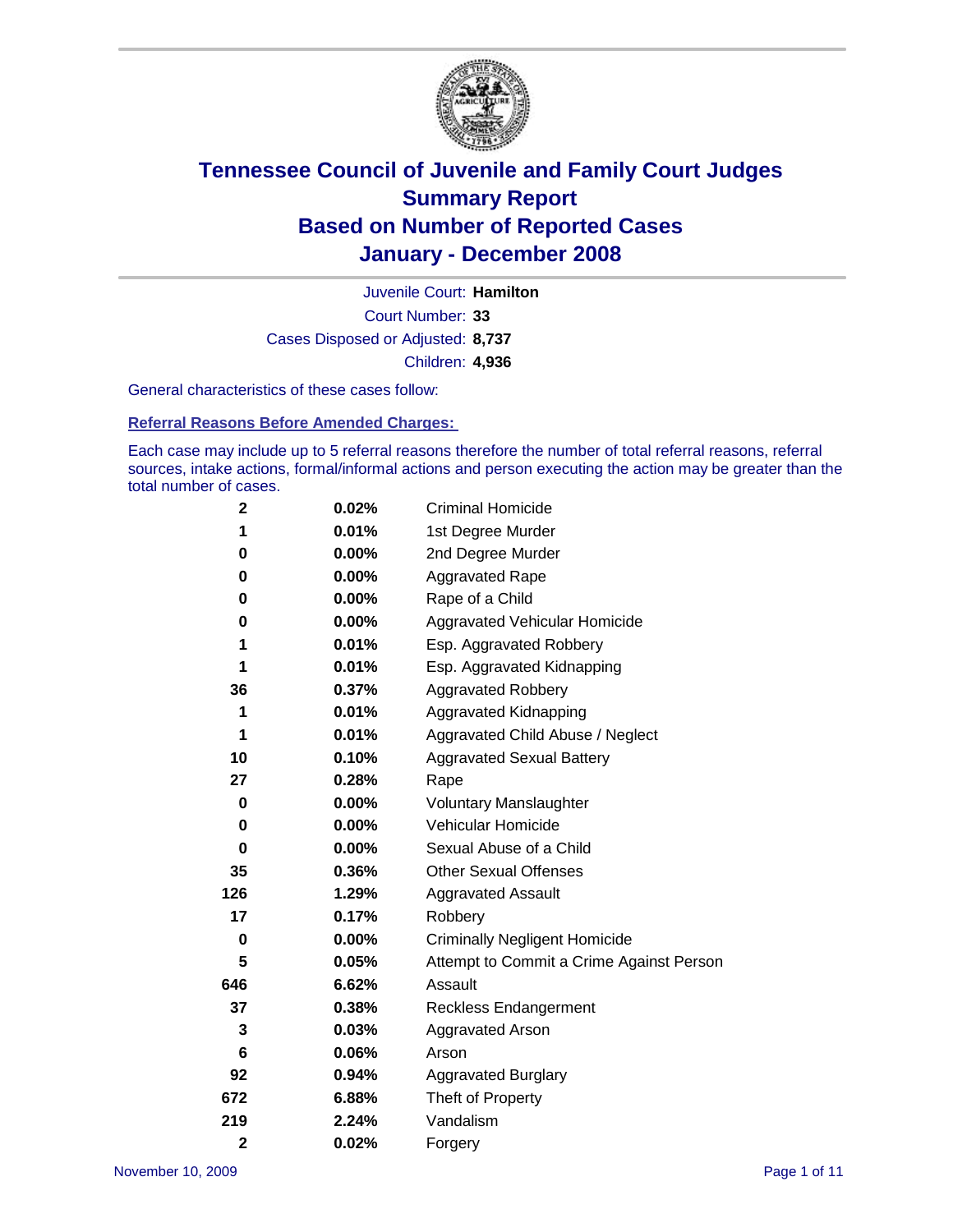# Tennessee Council of Juvenile and Family Court Judges
# Summary Report
# Based on Number of Reported Cases
# January - December 2008

Juvenile Court: **Hamilton**
Court Number: **33**
Cases Disposed or Adjusted: **8,737**
Children: **4,936**

General characteristics of these cases follow:

**Referral Reasons Before Amended Charges:**

Each case may include up to 5 referral reasons therefore the number of total referral reasons, referral sources, intake actions, formal/informal actions and person executing the action may be greater than the total number of cases.

| Count | Percent | Referral Reason |
|---|---|---|
| 2 | 0.02% | Criminal Homicide |
| 1 | 0.01% | 1st Degree Murder |
| 0 | 0.00% | 2nd Degree Murder |
| 0 | 0.00% | Aggravated Rape |
| 0 | 0.00% | Rape of a Child |
| 0 | 0.00% | Aggravated Vehicular Homicide |
| 1 | 0.01% | Esp. Aggravated Robbery |
| 1 | 0.01% | Esp. Aggravated Kidnapping |
| 36 | 0.37% | Aggravated Robbery |
| 1 | 0.01% | Aggravated Kidnapping |
| 1 | 0.01% | Aggravated Child Abuse / Neglect |
| 10 | 0.10% | Aggravated Sexual Battery |
| 27 | 0.28% | Rape |
| 0 | 0.00% | Voluntary Manslaughter |
| 0 | 0.00% | Vehicular Homicide |
| 0 | 0.00% | Sexual Abuse of a Child |
| 35 | 0.36% | Other Sexual Offenses |
| 126 | 1.29% | Aggravated Assault |
| 17 | 0.17% | Robbery |
| 0 | 0.00% | Criminally Negligent Homicide |
| 5 | 0.05% | Attempt to Commit a Crime Against Person |
| 646 | 6.62% | Assault |
| 37 | 0.38% | Reckless Endangerment |
| 3 | 0.03% | Aggravated Arson |
| 6 | 0.06% | Arson |
| 92 | 0.94% | Aggravated Burglary |
| 672 | 6.88% | Theft of Property |
| 219 | 2.24% | Vandalism |
| 2 | 0.02% | Forgery |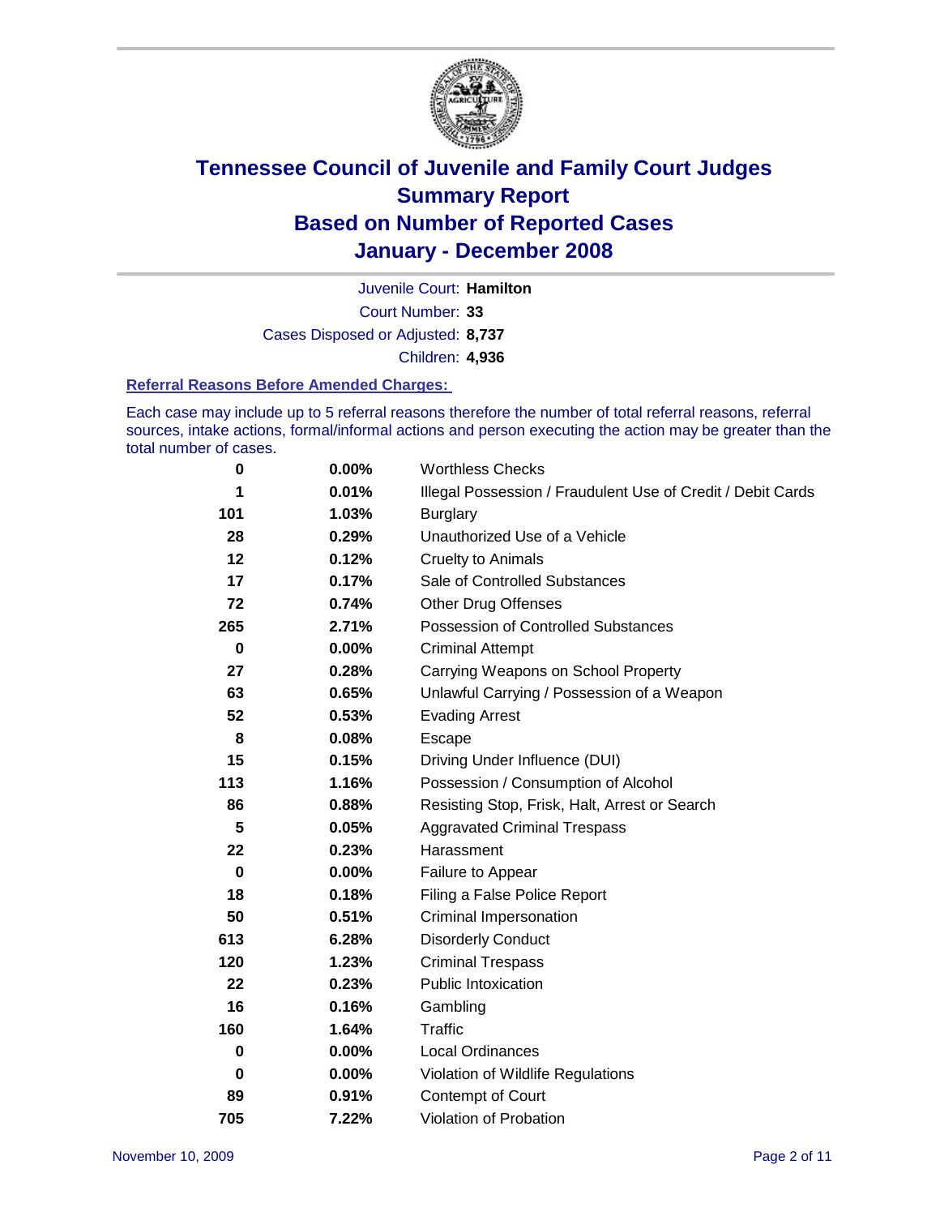# Tennessee Council of Juvenile and Family Court Judges
# Summary Report
# Based on Number of Reported Cases
# January - December 2008

Juvenile Court: **Hamilton**

Court Number: **33**

Cases Disposed or Adjusted: **8,737**

Children: **4,936**

### Referral Reasons Before Amended Charges:

Each case may include up to 5 referral reasons therefore the number of total referral reasons, referral sources, intake actions, formal/informal actions and person executing the action may be greater than the total number of cases.

| Count | Percent | Referral Reason |
|---|---|---|
| 0 | 0.00% | Worthless Checks |
| 1 | 0.01% | Illegal Possession / Fraudulent Use of Credit / Debit Cards |
| 101 | 1.03% | Burglary |
| 28 | 0.29% | Unauthorized Use of a Vehicle |
| 12 | 0.12% | Cruelty to Animals |
| 17 | 0.17% | Sale of Controlled Substances |
| 72 | 0.74% | Other Drug Offenses |
| 265 | 2.71% | Possession of Controlled Substances |
| 0 | 0.00% | Criminal Attempt |
| 27 | 0.28% | Carrying Weapons on School Property |
| 63 | 0.65% | Unlawful Carrying / Possession of a Weapon |
| 52 | 0.53% | Evading Arrest |
| 8 | 0.08% | Escape |
| 15 | 0.15% | Driving Under Influence (DUI) |
| 113 | 1.16% | Possession / Consumption of Alcohol |
| 86 | 0.88% | Resisting Stop, Frisk, Halt, Arrest or Search |
| 5 | 0.05% | Aggravated Criminal Trespass |
| 22 | 0.23% | Harassment |
| 0 | 0.00% | Failure to Appear |
| 18 | 0.18% | Filing a False Police Report |
| 50 | 0.51% | Criminal Impersonation |
| 613 | 6.28% | Disorderly Conduct |
| 120 | 1.23% | Criminal Trespass |
| 22 | 0.23% | Public Intoxication |
| 16 | 0.16% | Gambling |
| 160 | 1.64% | Traffic |
| 0 | 0.00% | Local Ordinances |
| 0 | 0.00% | Violation of Wildlife Regulations |
| 89 | 0.91% | Contempt of Court |
| 705 | 7.22% | Violation of Probation |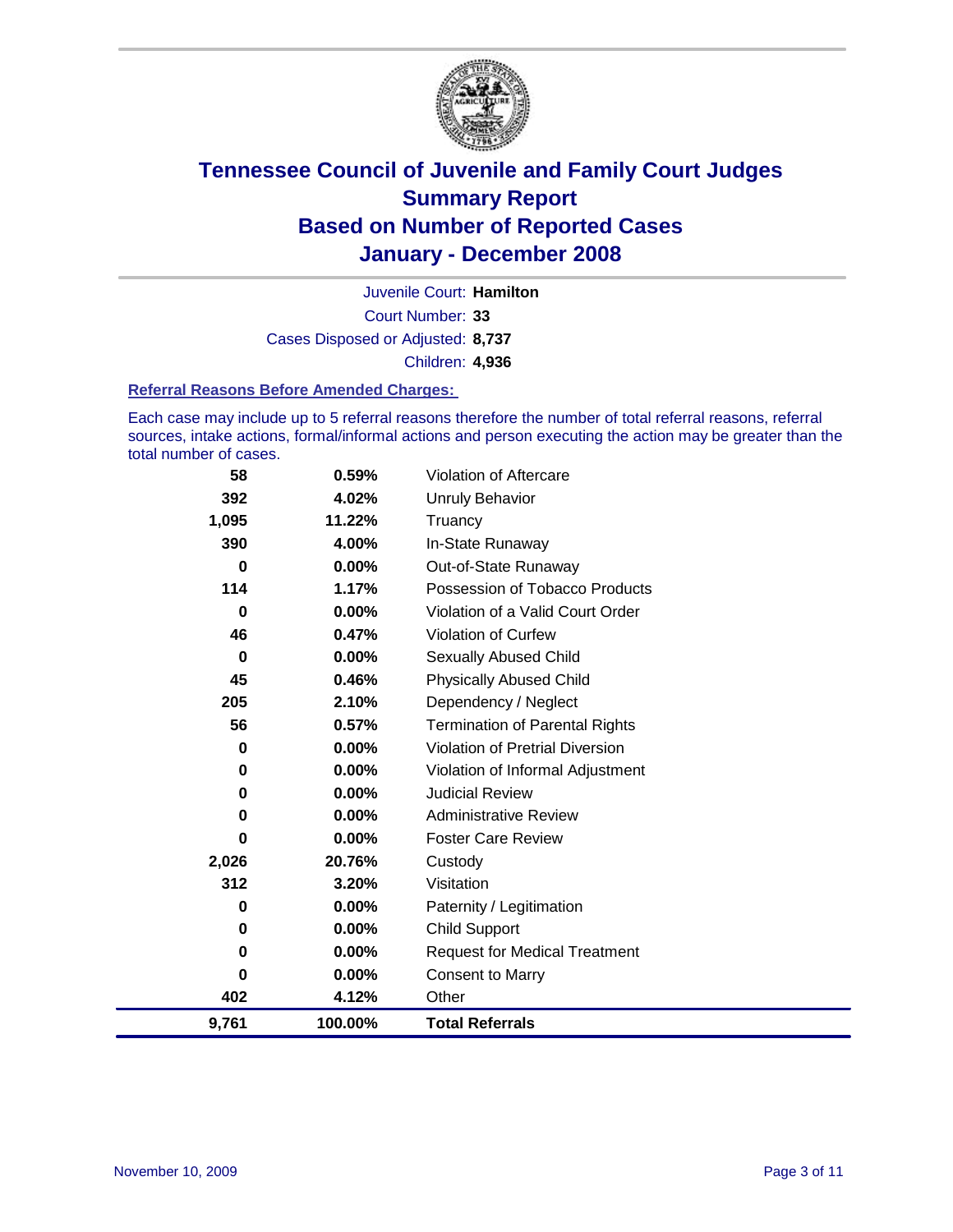# Tennessee Council of Juvenile and Family Court Judges
## Summary Report
## Based on Number of Reported Cases
## January - December 2008

Juvenile Court: **Hamilton**

Court Number: **33**

Cases Disposed or Adjusted: **8,737**

Children: **4,936**

### Referral Reasons Before Amended Charges:

Each case may include up to 5 referral reasons therefore the number of total referral reasons, referral sources, intake actions, formal/informal actions and person executing the action may be greater than the total number of cases.

| Count | Percent | Referral Reason |
|---|---|---|
| 58 | 0.59% | Violation of Aftercare |
| 392 | 4.02% | Unruly Behavior |
| 1,095 | 11.22% | Truancy |
| 390 | 4.00% | In-State Runaway |
| 0 | 0.00% | Out-of-State Runaway |
| 114 | 1.17% | Possession of Tobacco Products |
| 0 | 0.00% | Violation of a Valid Court Order |
| 46 | 0.47% | Violation of Curfew |
| 0 | 0.00% | Sexually Abused Child |
| 45 | 0.46% | Physically Abused Child |
| 205 | 2.10% | Dependency / Neglect |
| 56 | 0.57% | Termination of Parental Rights |
| 0 | 0.00% | Violation of Pretrial Diversion |
| 0 | 0.00% | Violation of Informal Adjustment |
| 0 | 0.00% | Judicial Review |
| 0 | 0.00% | Administrative Review |
| 0 | 0.00% | Foster Care Review |
| 2,026 | 20.76% | Custody |
| 312 | 3.20% | Visitation |
| 0 | 0.00% | Paternity / Legitimation |
| 0 | 0.00% | Child Support |
| 0 | 0.00% | Request for Medical Treatment |
| 0 | 0.00% | Consent to Marry |
| 402 | 4.12% | Other |
| **9,761** | **100.00%** | **Total Referrals** |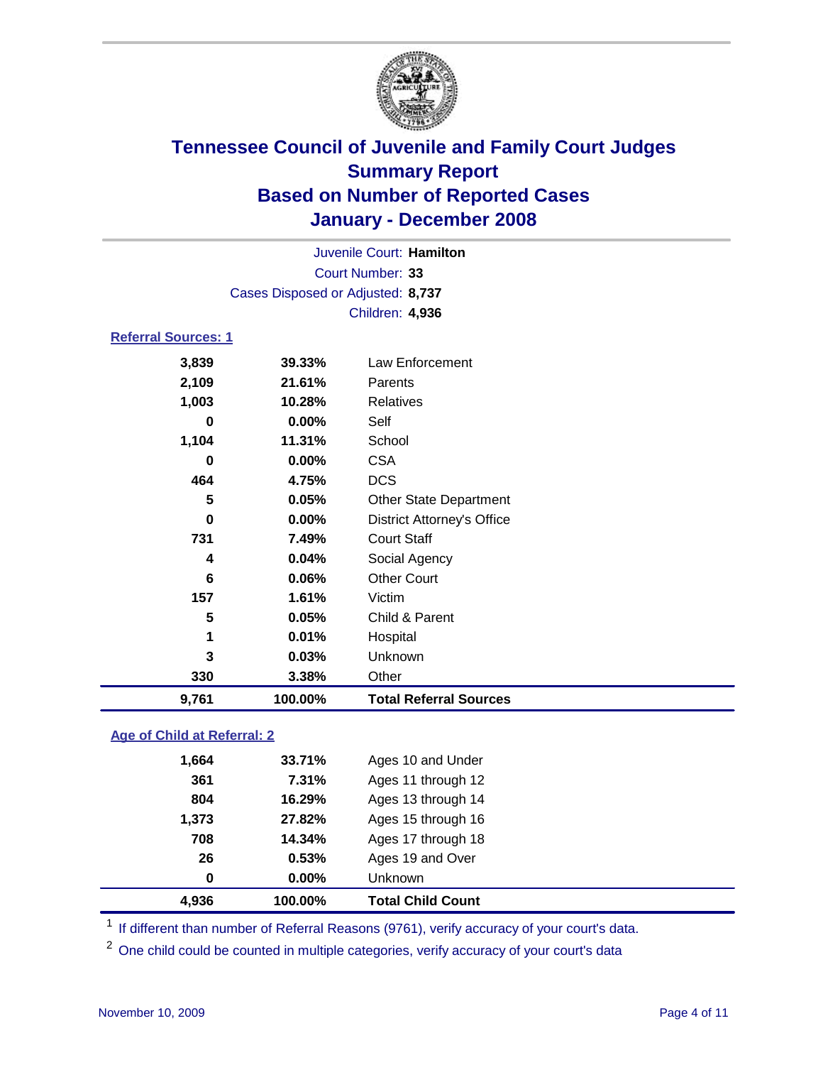# Tennessee Council of Juvenile and Family Court Judges
# Summary Report
# Based on Number of Reported Cases
# January - December 2008

Juvenile Court: **Hamilton**
Court Number: **33**
Cases Disposed or Adjusted: **8,737**
Children: **4,936**

### Referral Sources: 1

| | | |
|---|---|---|
| 3,839 | 39.33% | Law Enforcement |
| 2,109 | 21.61% | Parents |
| 1,003 | 10.28% | Relatives |
| 0 | 0.00% | Self |
| 1,104 | 11.31% | School |
| 0 | 0.00% | CSA |
| 464 | 4.75% | DCS |
| 5 | 0.05% | Other State Department |
| 0 | 0.00% | District Attorney's Office |
| 731 | 7.49% | Court Staff |
| 4 | 0.04% | Social Agency |
| 6 | 0.06% | Other Court |
| 157 | 1.61% | Victim |
| 5 | 0.05% | Child & Parent |
| 1 | 0.01% | Hospital |
| 3 | 0.03% | Unknown |
| 330 | 3.38% | Other |
| **9,761** | **100.00%** | **Total Referral Sources** |

### Age of Child at Referral: 2

| | | |
|---|---|---|
| 1,664 | 33.71% | Ages 10 and Under |
| 361 | 7.31% | Ages 11 through 12 |
| 804 | 16.29% | Ages 13 through 14 |
| 1,373 | 27.82% | Ages 15 through 16 |
| 708 | 14.34% | Ages 17 through 18 |
| 26 | 0.53% | Ages 19 and Over |
| 0 | 0.00% | Unknown |
| **4,936** | **100.00%** | **Total Child Count** |

[1] If different than number of Referral Reasons (9761), verify accuracy of your court's data.

[2] One child could be counted in multiple categories, verify accuracy of your court's data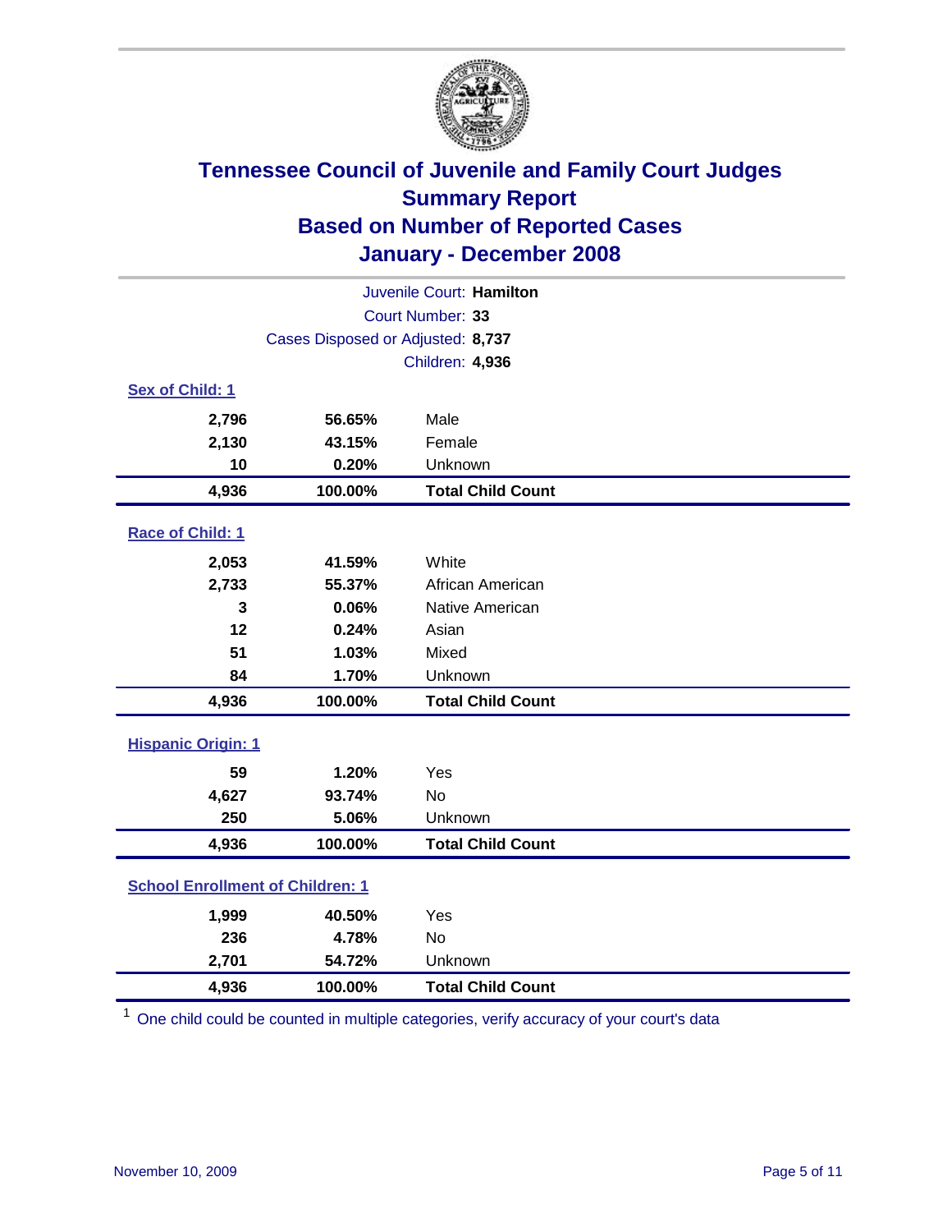# Tennessee Council of Juvenile and Family Court Judges
## Summary Report
## Based on Number of Reported Cases
## January - December 2008

Juvenile Court: **Hamilton**

Court Number: **33**

Cases Disposed or Adjusted: **8,737**

Children: **4,936**

### Sex of Child: 1

| Count | Percent | Category |
|---|---|---|
| 2,796 | 56.65% | Male |
| 2,130 | 43.15% | Female |
| 10 | 0.20% | Unknown |
| **4,936** | **100.00%** | **Total Child Count** |

### Race of Child: 1

| Count | Percent | Category |
|---|---|---|
| 2,053 | 41.59% | White |
| 2,733 | 55.37% | African American |
| 3 | 0.06% | Native American |
| 12 | 0.24% | Asian |
| 51 | 1.03% | Mixed |
| 84 | 1.70% | Unknown |
| **4,936** | **100.00%** | **Total Child Count** |

### Hispanic Origin: 1

| Count | Percent | Category |
|---|---|---|
| 59 | 1.20% | Yes |
| 4,627 | 93.74% | No |
| 250 | 5.06% | Unknown |
| **4,936** | **100.00%** | **Total Child Count** |

### School Enrollment of Children: 1

| Count | Percent | Category |
|---|---|---|
| 1,999 | 40.50% | Yes |
| 236 | 4.78% | No |
| 2,701 | 54.72% | Unknown |
| **4,936** | **100.00%** | **Total Child Count** |

[1] One child could be counted in multiple categories, verify accuracy of your court's data

November 10, 2009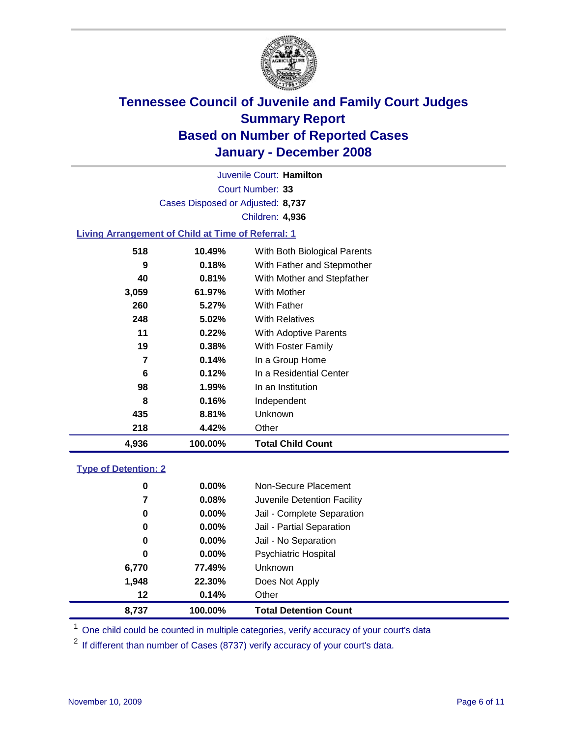# Tennessee Council of Juvenile and Family Court Judges
# Summary Report
# Based on Number of Reported Cases
# January - December 2008

Juvenile Court: **Hamilton**

Court Number: **33**

Cases Disposed or Adjusted: **8,737**

Children: **4,936**

### Living Arrangement of Child at Time of Referral: 1

| | | |
|---|---|---|
| 518 | 10.49% | With Both Biological Parents |
| 9 | 0.18% | With Father and Stepmother |
| 40 | 0.81% | With Mother and Stepfather |
| 3,059 | 61.97% | With Mother |
| 260 | 5.27% | With Father |
| 248 | 5.02% | With Relatives |
| 11 | 0.22% | With Adoptive Parents |
| 19 | 0.38% | With Foster Family |
| 7 | 0.14% | In a Group Home |
| 6 | 0.12% | In a Residential Center |
| 98 | 1.99% | In an Institution |
| 8 | 0.16% | Independent |
| 435 | 8.81% | Unknown |
| 218 | 4.42% | Other |
| **4,936** | **100.00%** | **Total Child Count** |

### Type of Detention: 2

| | | |
|---|---|---|
| 0 | 0.00% | Non-Secure Placement |
| 7 | 0.08% | Juvenile Detention Facility |
| 0 | 0.00% | Jail - Complete Separation |
| 0 | 0.00% | Jail - Partial Separation |
| 0 | 0.00% | Jail - No Separation |
| 0 | 0.00% | Psychiatric Hospital |
| 6,770 | 77.49% | Unknown |
| 1,948 | 22.30% | Does Not Apply |
| 12 | 0.14% | Other |
| **8,737** | **100.00%** | **Total Detention Count** |

[1] One child could be counted in multiple categories, verify accuracy of your court's data

[2] If different than number of Cases (8737) verify accuracy of your court's data.

November 10, 2009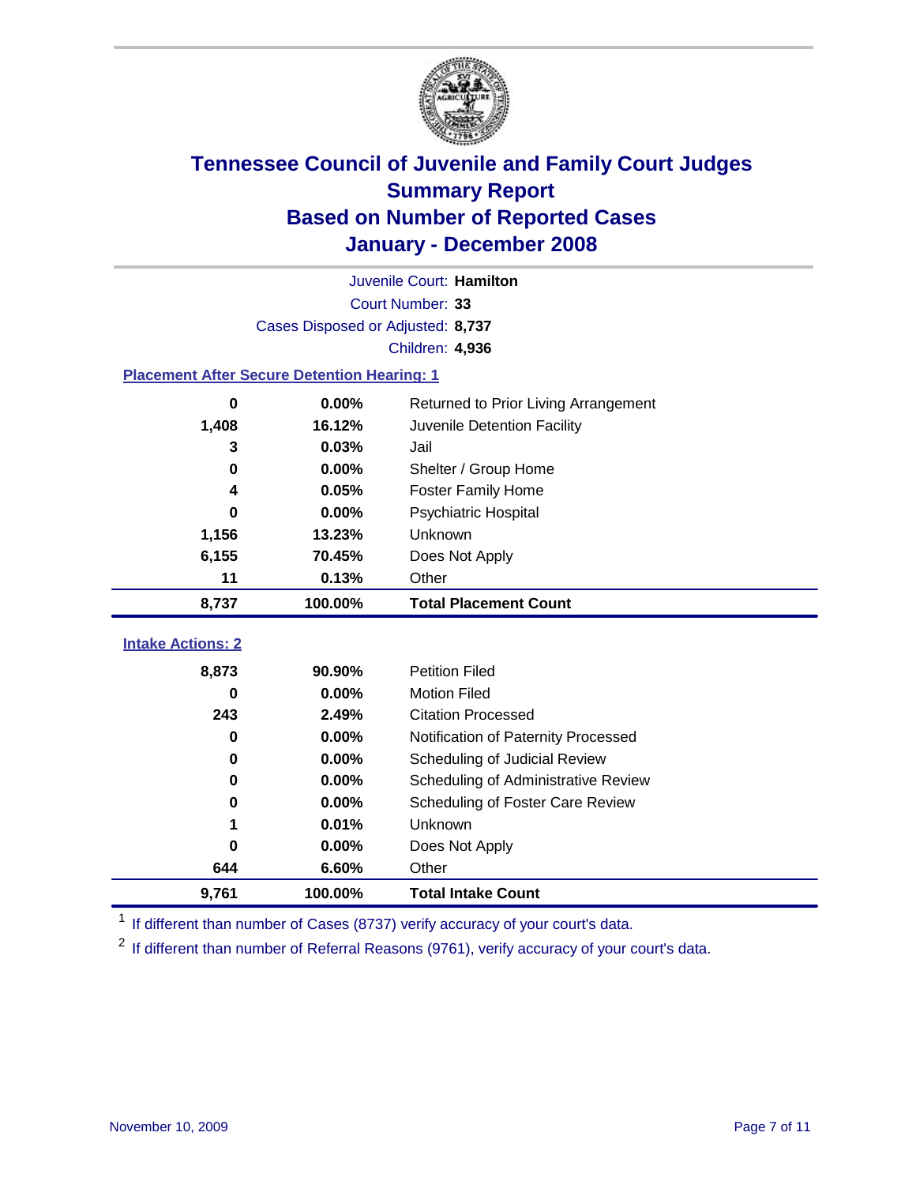# Tennessee Council of Juvenile and Family Court Judges
## Summary Report
## Based on Number of Reported Cases
## January - December 2008

Juvenile Court: **Hamilton**
Court Number: **33**
Cases Disposed or Adjusted: **8,737**
Children: **4,936**

### Placement After Secure Detention Hearing: 1

| | | |
|---|---|---|
| 0 | 0.00% | Returned to Prior Living Arrangement |
| 1,408 | 16.12% | Juvenile Detention Facility |
| 3 | 0.03% | Jail |
| 0 | 0.00% | Shelter / Group Home |
| 4 | 0.05% | Foster Family Home |
| 0 | 0.00% | Psychiatric Hospital |
| 1,156 | 13.23% | Unknown |
| 6,155 | 70.45% | Does Not Apply |
| 11 | 0.13% | Other |
| **8,737** | **100.00%** | **Total Placement Count** |

### Intake Actions: 2

| | | |
|---|---|---|
| 8,873 | 90.90% | Petition Filed |
| 0 | 0.00% | Motion Filed |
| 243 | 2.49% | Citation Processed |
| 0 | 0.00% | Notification of Paternity Processed |
| 0 | 0.00% | Scheduling of Judicial Review |
| 0 | 0.00% | Scheduling of Administrative Review |
| 0 | 0.00% | Scheduling of Foster Care Review |
| 1 | 0.01% | Unknown |
| 0 | 0.00% | Does Not Apply |
| 644 | 6.60% | Other |
| **9,761** | **100.00%** | **Total Intake Count** |

[1] If different than number of Cases (8737) verify accuracy of your court's data.

[2] If different than number of Referral Reasons (9761), verify accuracy of your court's data.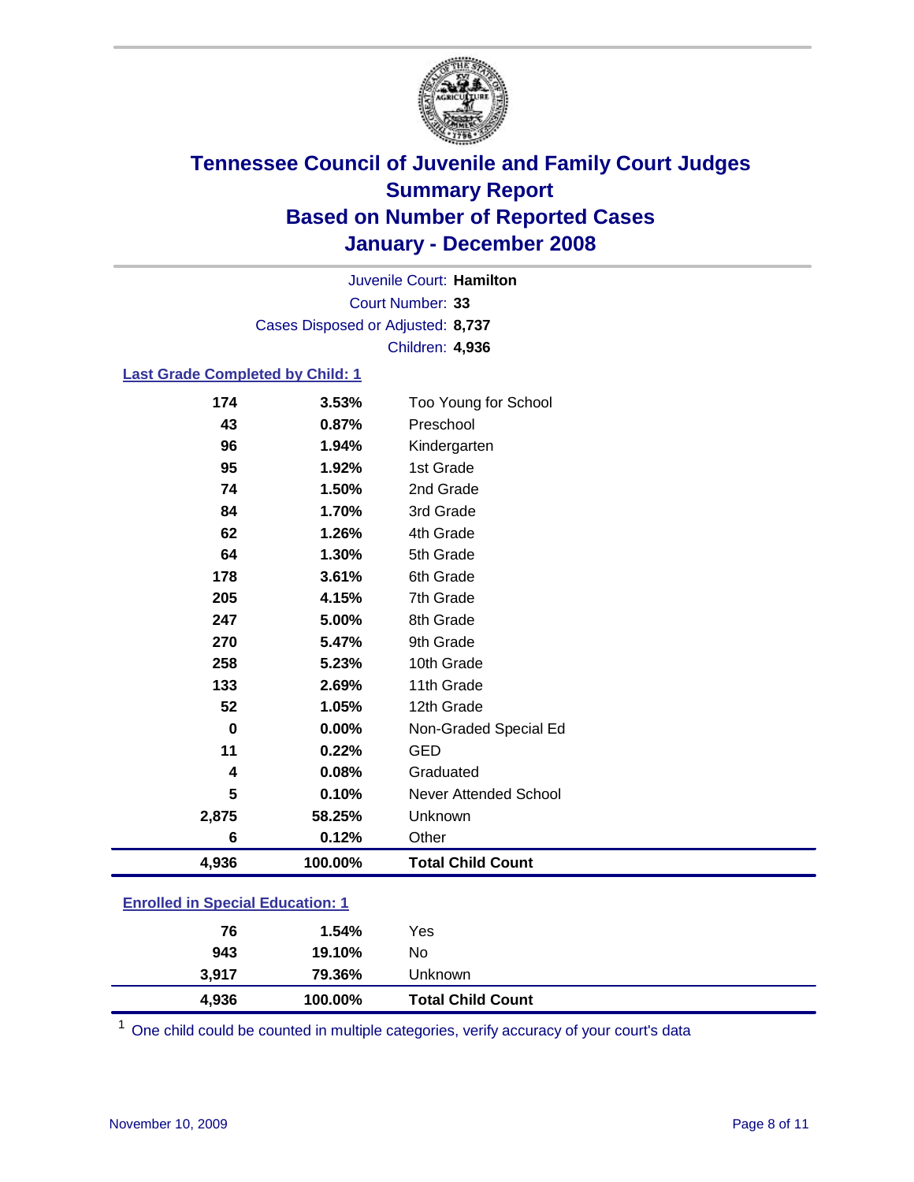# Tennessee Council of Juvenile and Family Court Judges
## Summary Report
## Based on Number of Reported Cases
## January - December 2008

Juvenile Court: **Hamilton**
Court Number: **33**
Cases Disposed or Adjusted: **8,737**
Children: **4,936**

### Last Grade Completed by Child: 1

| | | |
|---|---|---|
| 174 | 3.53% | Too Young for School |
| 43 | 0.87% | Preschool |
| 96 | 1.94% | Kindergarten |
| 95 | 1.92% | 1st Grade |
| 74 | 1.50% | 2nd Grade |
| 84 | 1.70% | 3rd Grade |
| 62 | 1.26% | 4th Grade |
| 64 | 1.30% | 5th Grade |
| 178 | 3.61% | 6th Grade |
| 205 | 4.15% | 7th Grade |
| 247 | 5.00% | 8th Grade |
| 270 | 5.47% | 9th Grade |
| 258 | 5.23% | 10th Grade |
| 133 | 2.69% | 11th Grade |
| 52 | 1.05% | 12th Grade |
| 0 | 0.00% | Non-Graded Special Ed |
| 11 | 0.22% | GED |
| 4 | 0.08% | Graduated |
| 5 | 0.10% | Never Attended School |
| 2,875 | 58.25% | Unknown |
| 6 | 0.12% | Other |
| **4,936** | **100.00%** | **Total Child Count** |

### Enrolled in Special Education: 1

| | | |
|---|---|---|
| 76 | 1.54% | Yes |
| 943 | 19.10% | No |
| 3,917 | 79.36% | Unknown |
| **4,936** | **100.00%** | **Total Child Count** |

[1] One child could be counted in multiple categories, verify accuracy of your court's data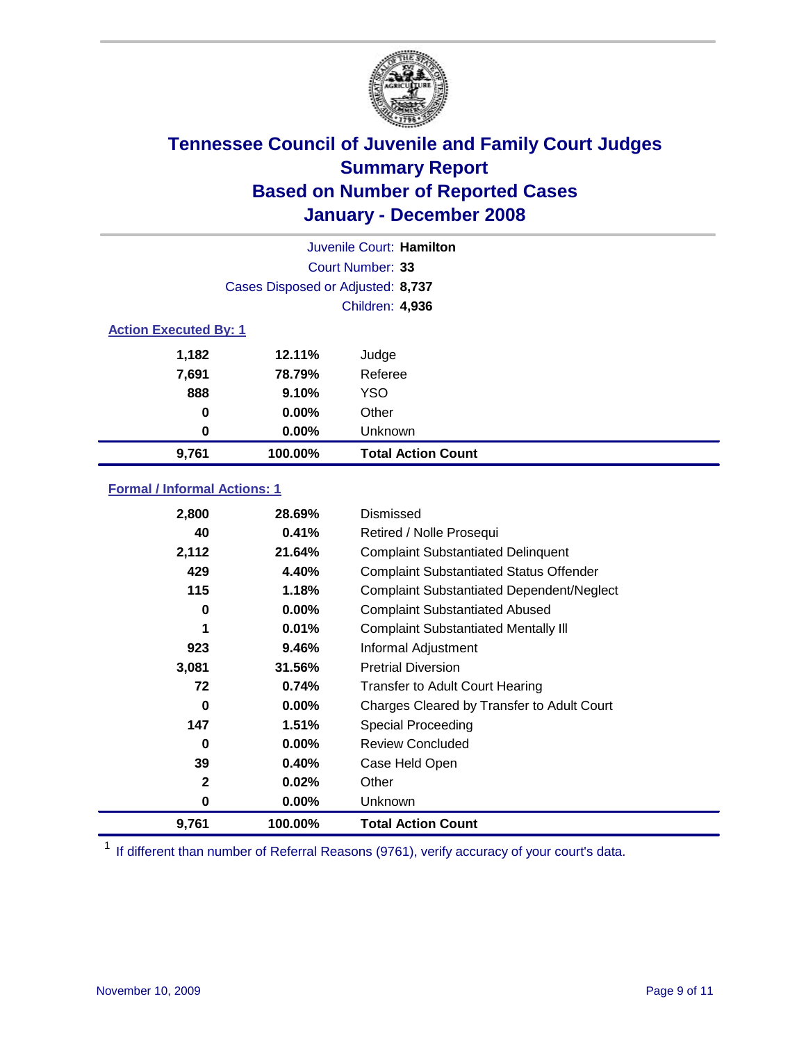# Tennessee Council of Juvenile and Family Court Judges
## Summary Report
## Based on Number of Reported Cases
## January - December 2008

Juvenile Court: **Hamilton**
Court Number: **33**
Cases Disposed or Adjusted: **8,737**
Children: **4,936**

### Action Executed By: 1

| | | |
|---|---|---|
| 1,182 | 12.11% | Judge |
| 7,691 | 78.79% | Referee |
| 888 | 9.10% | YSO |
| 0 | 0.00% | Other |
| 0 | 0.00% | Unknown |
| **9,761** | **100.00%** | **Total Action Count** |

### Formal / Informal Actions: 1

| | | |
|---|---|---|
| 2,800 | 28.69% | Dismissed |
| 40 | 0.41% | Retired / Nolle Prosequi |
| 2,112 | 21.64% | Complaint Substantiated Delinquent |
| 429 | 4.40% | Complaint Substantiated Status Offender |
| 115 | 1.18% | Complaint Substantiated Dependent/Neglect |
| 0 | 0.00% | Complaint Substantiated Abused |
| 1 | 0.01% | Complaint Substantiated Mentally Ill |
| 923 | 9.46% | Informal Adjustment |
| 3,081 | 31.56% | Pretrial Diversion |
| 72 | 0.74% | Transfer to Adult Court Hearing |
| 0 | 0.00% | Charges Cleared by Transfer to Adult Court |
| 147 | 1.51% | Special Proceeding |
| 0 | 0.00% | Review Concluded |
| 39 | 0.40% | Case Held Open |
| 2 | 0.02% | Other |
| 0 | 0.00% | Unknown |
| **9,761** | **100.00%** | **Total Action Count** |

[1] If different than number of Referral Reasons (9761), verify accuracy of your court's data.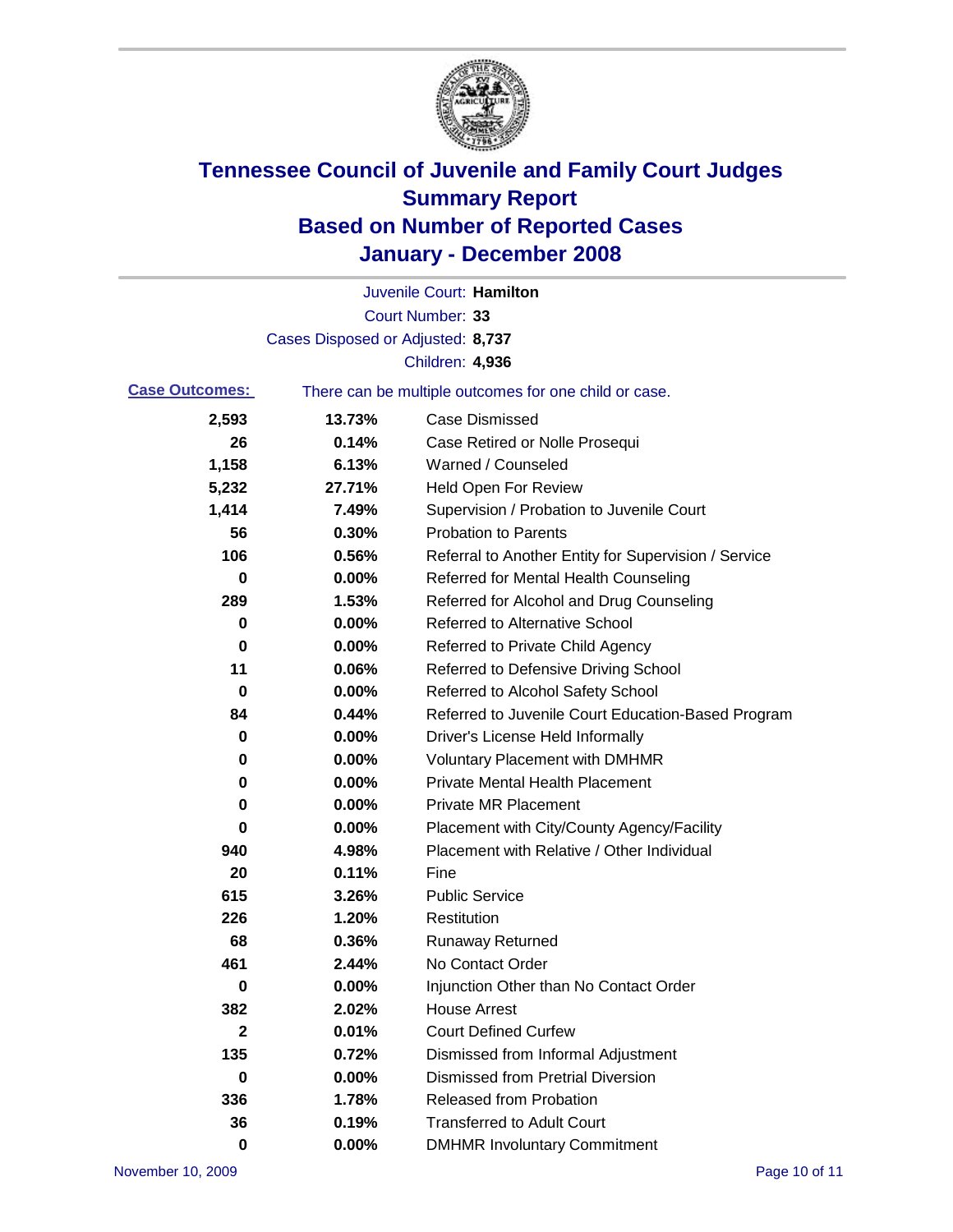# Tennessee Council of Juvenile and Family Court Judges
## Summary Report
## Based on Number of Reported Cases
## January - December 2008

Juvenile Court: **Hamilton**

Court Number: **33**

Cases Disposed or Adjusted: **8,737**

Children: **4,936**

**Case Outcomes:** There can be multiple outcomes for one child or case.

| Count | Percent | Outcome |
|---|---|---|
| 2,593 | 13.73% | Case Dismissed |
| 26 | 0.14% | Case Retired or Nolle Prosequi |
| 1,158 | 6.13% | Warned / Counseled |
| 5,232 | 27.71% | Held Open For Review |
| 1,414 | 7.49% | Supervision / Probation to Juvenile Court |
| 56 | 0.30% | Probation to Parents |
| 106 | 0.56% | Referral to Another Entity for Supervision / Service |
| 0 | 0.00% | Referred for Mental Health Counseling |
| 289 | 1.53% | Referred for Alcohol and Drug Counseling |
| 0 | 0.00% | Referred to Alternative School |
| 0 | 0.00% | Referred to Private Child Agency |
| 11 | 0.06% | Referred to Defensive Driving School |
| 0 | 0.00% | Referred to Alcohol Safety School |
| 84 | 0.44% | Referred to Juvenile Court Education-Based Program |
| 0 | 0.00% | Driver's License Held Informally |
| 0 | 0.00% | Voluntary Placement with DMHMR |
| 0 | 0.00% | Private Mental Health Placement |
| 0 | 0.00% | Private MR Placement |
| 0 | 0.00% | Placement with City/County Agency/Facility |
| 940 | 4.98% | Placement with Relative / Other Individual |
| 20 | 0.11% | Fine |
| 615 | 3.26% | Public Service |
| 226 | 1.20% | Restitution |
| 68 | 0.36% | Runaway Returned |
| 461 | 2.44% | No Contact Order |
| 0 | 0.00% | Injunction Other than No Contact Order |
| 382 | 2.02% | House Arrest |
| 2 | 0.01% | Court Defined Curfew |
| 135 | 0.72% | Dismissed from Informal Adjustment |
| 0 | 0.00% | Dismissed from Pretrial Diversion |
| 336 | 1.78% | Released from Probation |
| 36 | 0.19% | Transferred to Adult Court |
| 0 | 0.00% | DMHMR Involuntary Commitment |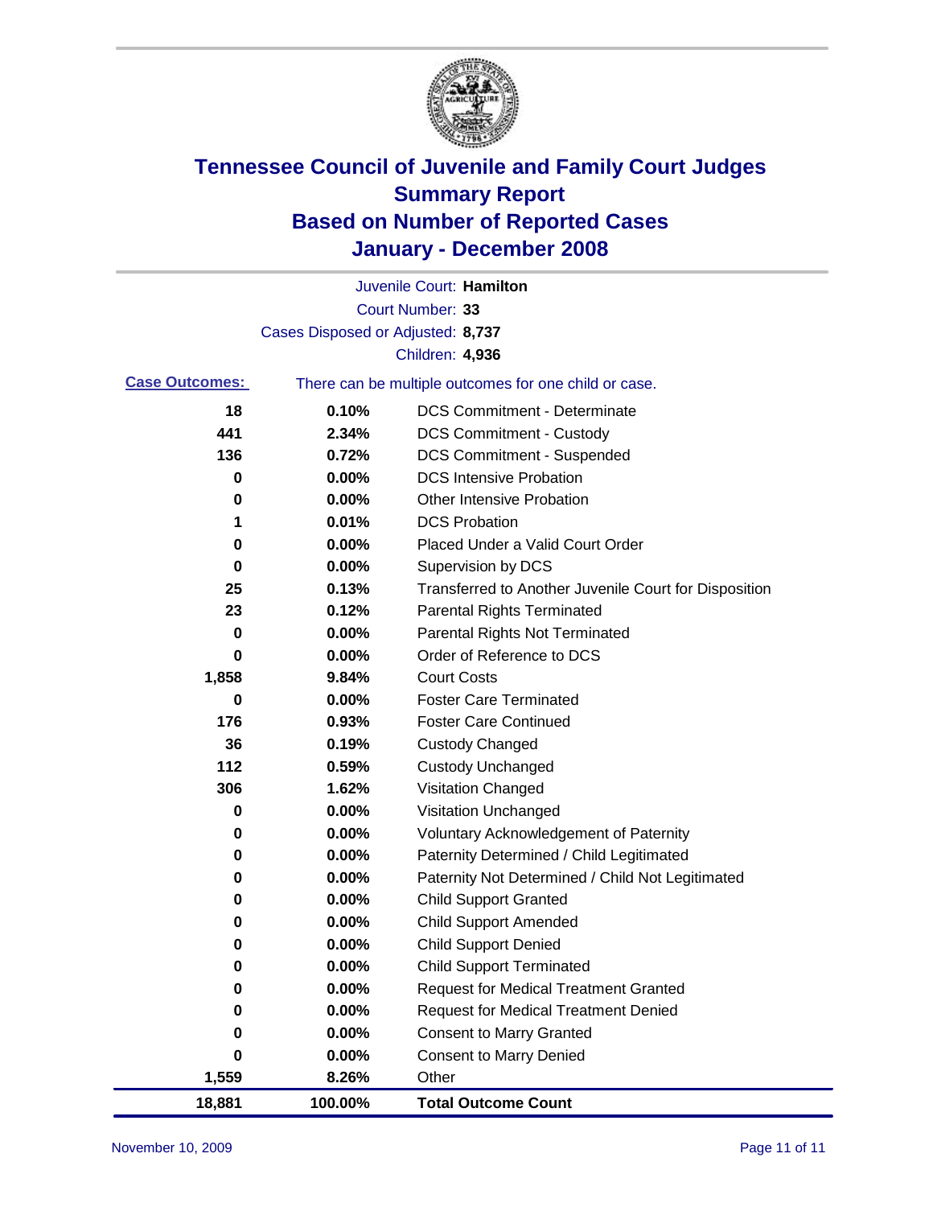# Tennessee Council of Juvenile and Family Court Judges
# Summary Report
# Based on Number of Reported Cases
# January - December 2008

Juvenile Court: **Hamilton**

Court Number: **33**

Cases Disposed or Adjusted: **8,737**

Children: **4,936**

**Case Outcomes:** There can be multiple outcomes for one child or case.

| | | |
|---|---|---|
| 18 | 0.10% | DCS Commitment - Determinate |
| 441 | 2.34% | DCS Commitment - Custody |
| 136 | 0.72% | DCS Commitment - Suspended |
| 0 | 0.00% | DCS Intensive Probation |
| 0 | 0.00% | Other Intensive Probation |
| 1 | 0.01% | DCS Probation |
| 0 | 0.00% | Placed Under a Valid Court Order |
| 0 | 0.00% | Supervision by DCS |
| 25 | 0.13% | Transferred to Another Juvenile Court for Disposition |
| 23 | 0.12% | Parental Rights Terminated |
| 0 | 0.00% | Parental Rights Not Terminated |
| 0 | 0.00% | Order of Reference to DCS |
| 1,858 | 9.84% | Court Costs |
| 0 | 0.00% | Foster Care Terminated |
| 176 | 0.93% | Foster Care Continued |
| 36 | 0.19% | Custody Changed |
| 112 | 0.59% | Custody Unchanged |
| 306 | 1.62% | Visitation Changed |
| 0 | 0.00% | Visitation Unchanged |
| 0 | 0.00% | Voluntary Acknowledgement of Paternity |
| 0 | 0.00% | Paternity Determined / Child Legitimated |
| 0 | 0.00% | Paternity Not Determined / Child Not Legitimated |
| 0 | 0.00% | Child Support Granted |
| 0 | 0.00% | Child Support Amended |
| 0 | 0.00% | Child Support Denied |
| 0 | 0.00% | Child Support Terminated |
| 0 | 0.00% | Request for Medical Treatment Granted |
| 0 | 0.00% | Request for Medical Treatment Denied |
| 0 | 0.00% | Consent to Marry Granted |
| 0 | 0.00% | Consent to Marry Denied |
| 1,559 | 8.26% | Other |
| **18,881** | **100.00%** | **Total Outcome Count** |